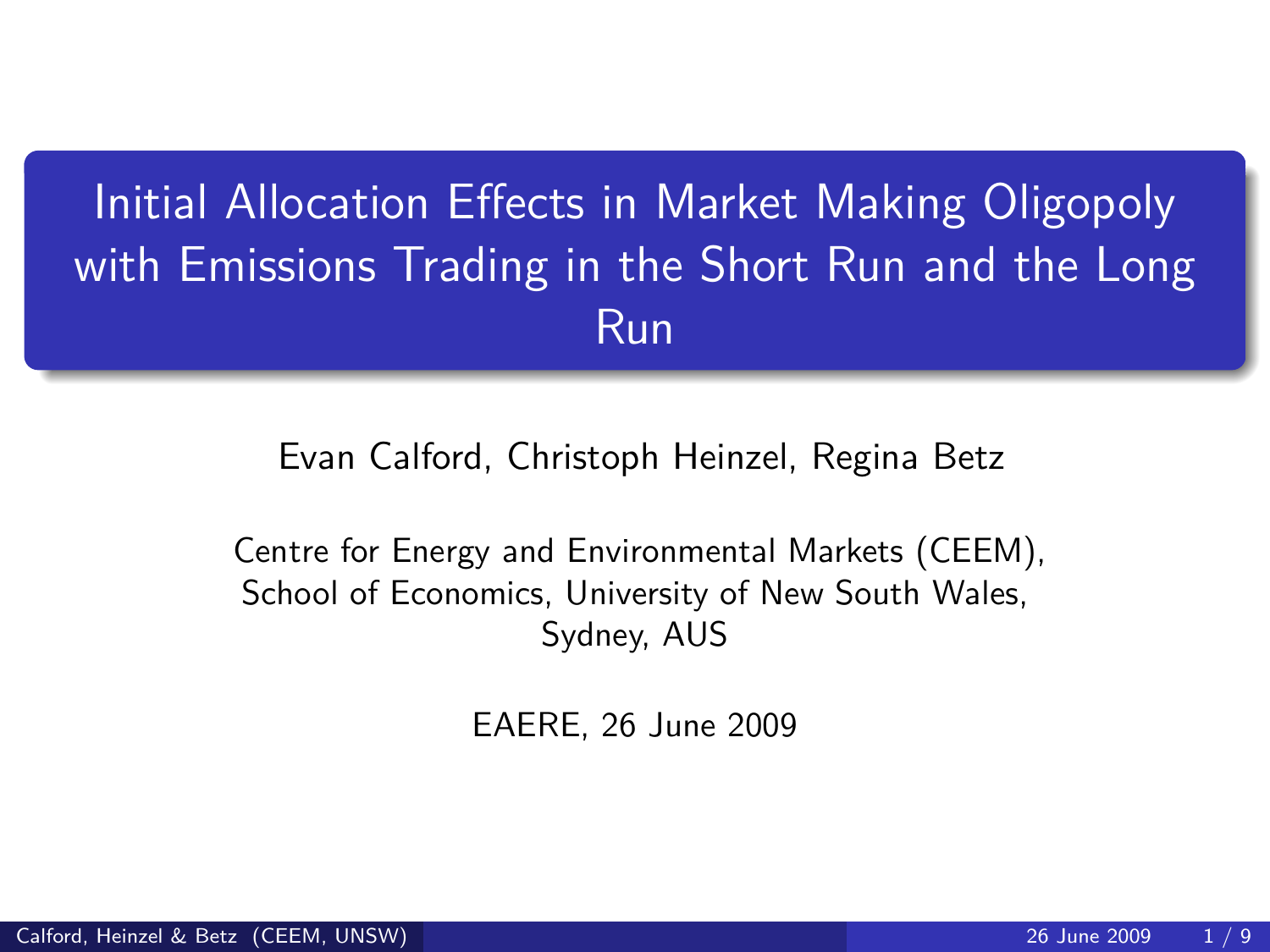# Initial Allocation Effects in Market Making Oligopoly with Emissions Trading in the Short Run and the Long Run

Evan Calford, Christoph Heinzel, Regina Betz

Centre for Energy and Environmental Markets (CEEM), School of Economics, University of New South Wales, Sydney, AUS

EAERE, 26 June 2009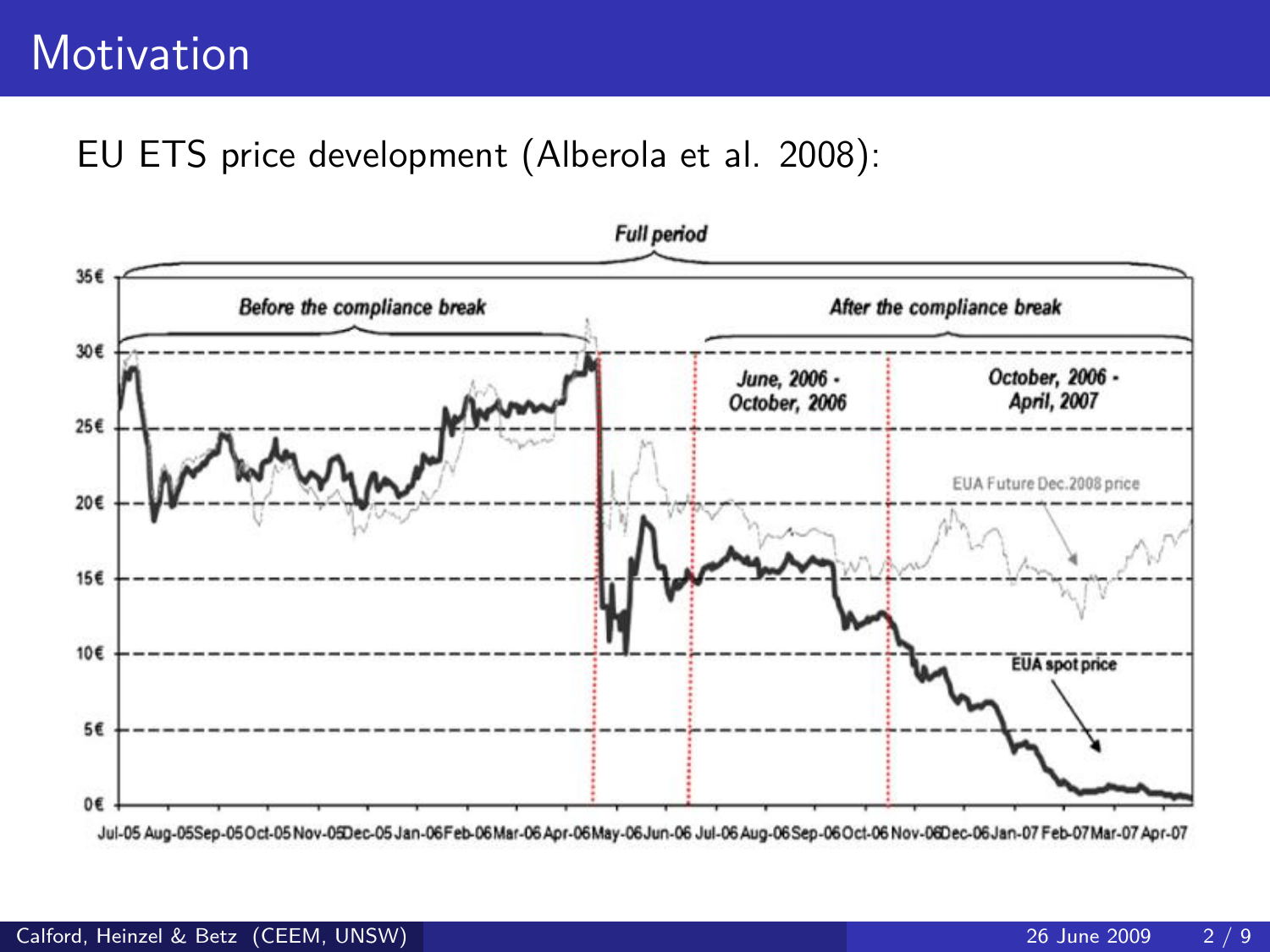# Motivation

EU ETS price development (Alberola et al. 2008):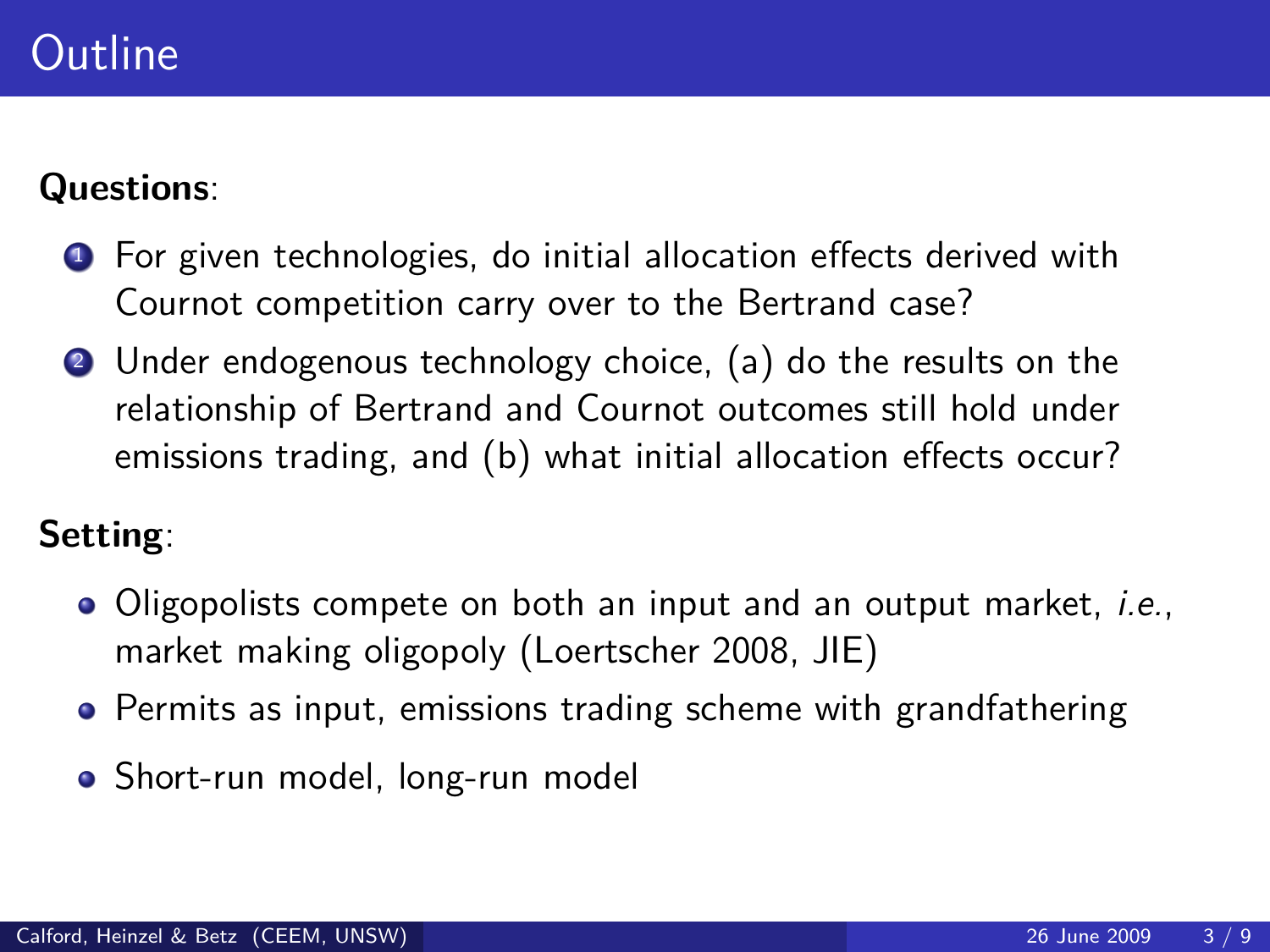# Outline

**Questions**:

1. For given technologies, do initial allocation effects derived with Cournot competition carry over to the Bertrand case?
2. Under endogenous technology choice, (a) do the results on the relationship of Bertrand and Cournot outcomes still hold under emissions trading, and (b) what initial allocation effects occur?

**Setting**:

- Oligopolists compete on both an input and an output market, *i.e.*, market making oligopoly (Loertscher 2008, JIE)
- Permits as input, emissions trading scheme with grandfathering
- Short-run model, long-run model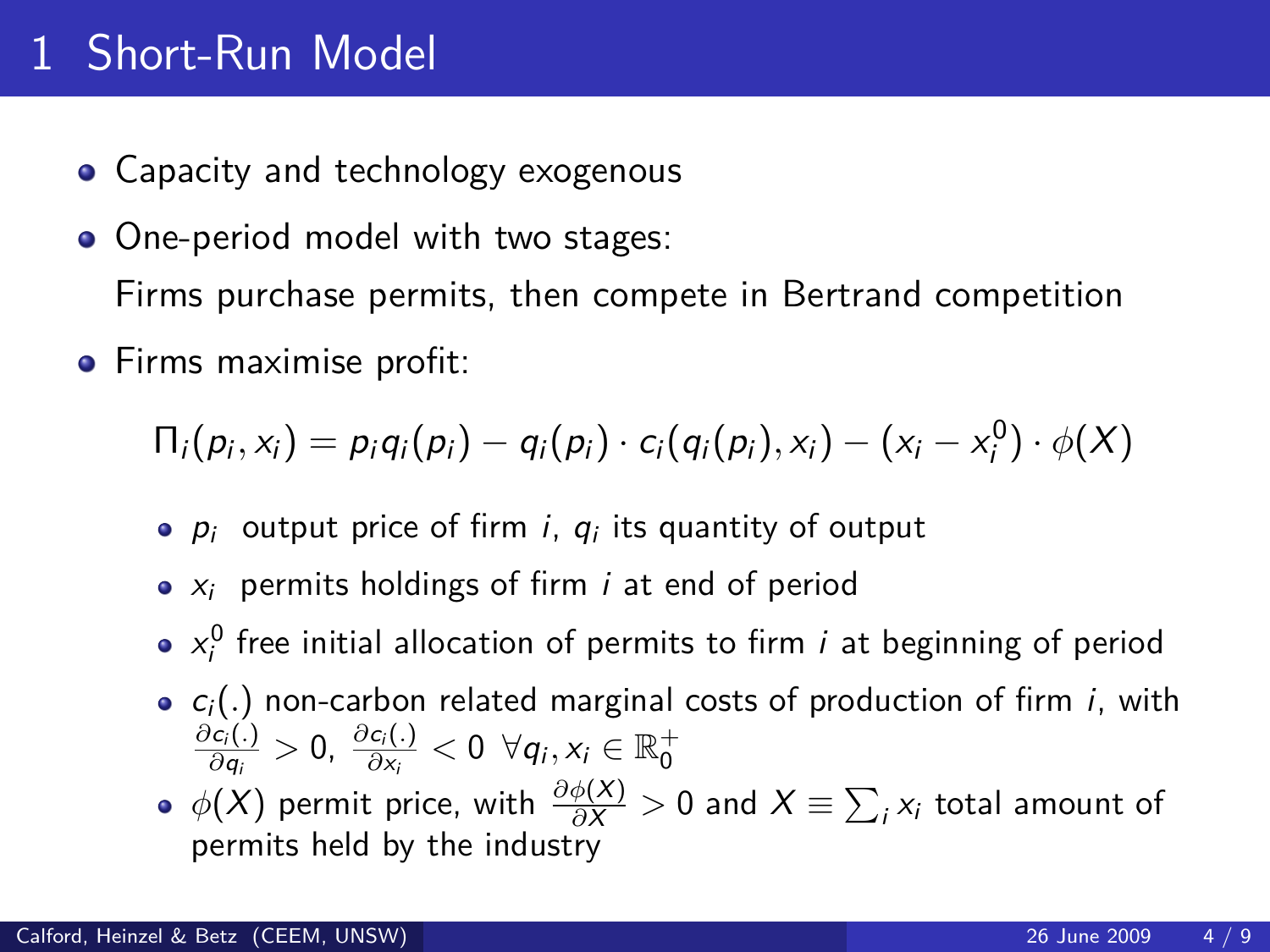# 1 Short-Run Model

- Capacity and technology exogenous
- One-period model with two stages:

  Firms purchase permits, then compete in Bertrand competition
- Firms maximise profit:

$$\Pi_i(p_i, x_i) = p_i q_i(p_i) - q_i(p_i) \cdot c_i(q_i(p_i), x_i) - (x_i - x_i^0) \cdot \phi(X)$$

  - $p_i$ output price of firm $i$, $q_i$ its quantity of output
  - $x_i$ permits holdings of firm $i$ at end of period
  - $x_i^0$ free initial allocation of permits to firm $i$ at beginning of period
  - $c_i(.)$ non-carbon related marginal costs of production of firm $i$, with $\frac{\partial c_i(.)}{\partial q_i} > 0$, $\frac{\partial c_i(.)}{\partial x_i} < 0 \;\; \forall q_i, x_i \in \mathbb{R}_0^+$
  - $\phi(X)$ permit price, with $\frac{\partial \phi(X)}{\partial X} > 0$ and $X \equiv \sum_i x_i$ total amount of permits held by the industry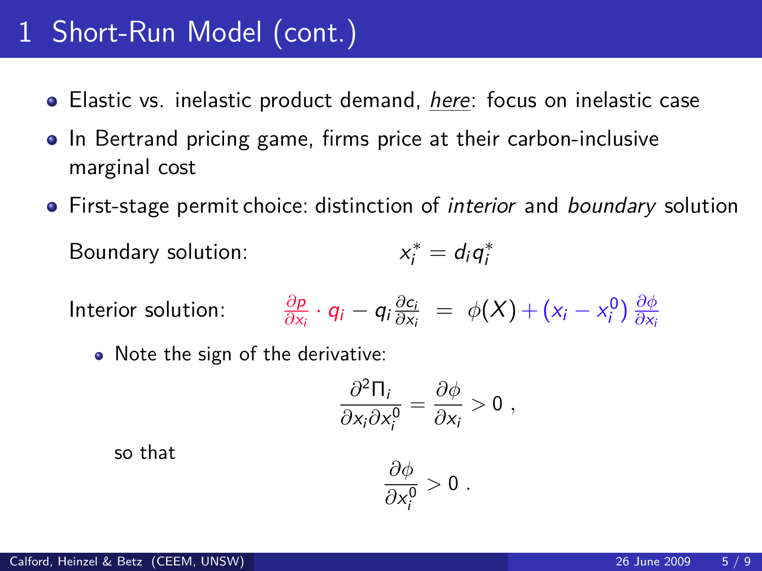# 1 Short-Run Model (cont.)

- Elastic vs. inelastic product demand, *here*: focus on inelastic case
- In Bertrand pricing game, firms price at their carbon-inclusive marginal cost
- First-stage permit choice: distinction of *interior* and *boundary* solution

Boundary solution: $$x_i^* = d_i q_i^*$$

Interior solution: $$\frac{\partial p}{\partial x_i} \cdot q_i - q_i \frac{\partial c_i}{\partial x_i} = \phi(X) + (x_i - x_i^0)\frac{\partial \phi}{\partial x_i}$$

- Note the sign of the derivative:

$$\frac{\partial^2 \Pi_i}{\partial x_i \partial x_i^0} = \frac{\partial \phi}{\partial x_i} > 0 \ ,$$

so that

$$\frac{\partial \phi}{\partial x_i^0} > 0 \ .$$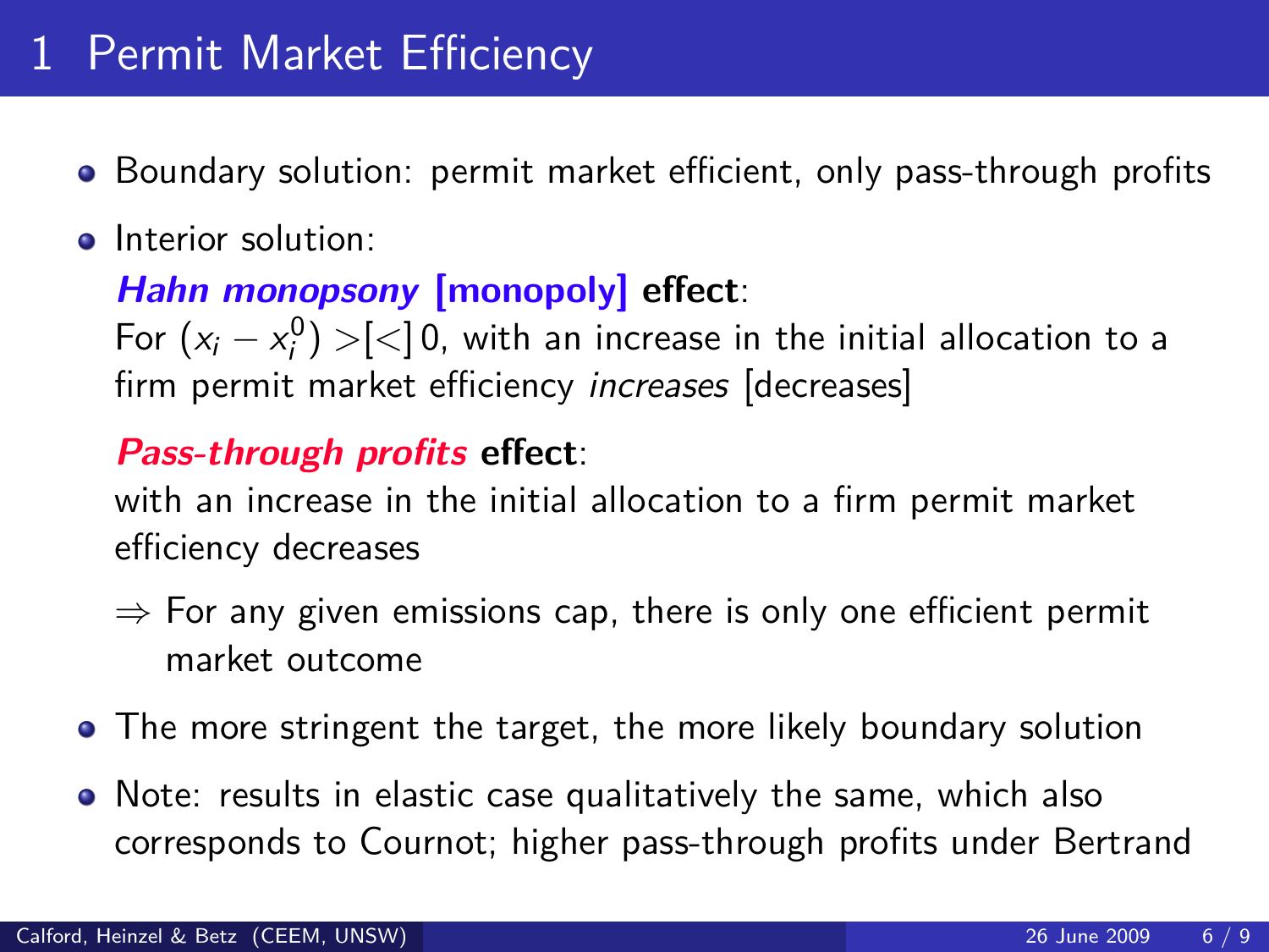# 1 Permit Market Efficiency

- Boundary solution: permit market efficient, only pass-through profits
- Interior solution:

  ***Hahn monopsony* [monopoly] effect**:
  For $(x_i - x_i^0) >[<] 0$, with an increase in the initial allocation to a firm permit market efficiency *increases* [decreases]

  ***Pass-through profits* effect**:
  with an increase in the initial allocation to a firm permit market efficiency decreases

  ⇒ For any given emissions cap, there is only one efficient permit market outcome

- The more stringent the target, the more likely boundary solution
- Note: results in elastic case qualitatively the same, which also corresponds to Cournot; higher pass-through profits under Bertrand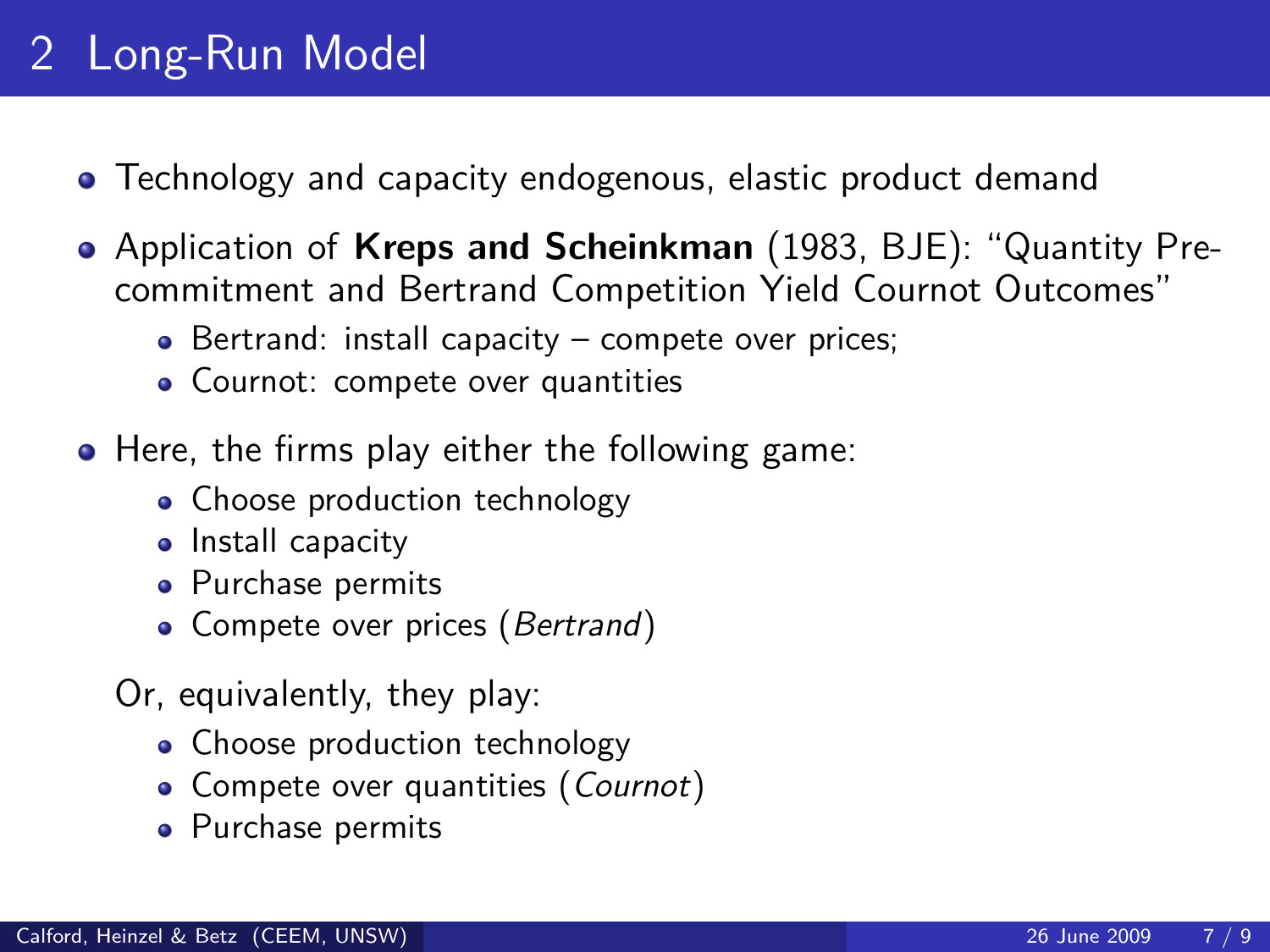# 2 Long-Run Model

- Technology and capacity endogenous, elastic product demand
- Application of **Kreps and Scheinkman** (1983, BJE): "Quantity Pre-commitment and Bertrand Competition Yield Cournot Outcomes"
  - Bertrand: install capacity – compete over prices;
  - Cournot: compete over quantities
- Here, the firms play either the following game:
  - Choose production technology
  - Install capacity
  - Purchase permits
  - Compete over prices (*Bertrand*)

  Or, equivalently, they play:
  - Choose production technology
  - Compete over quantities (*Cournot*)
  - Purchase permits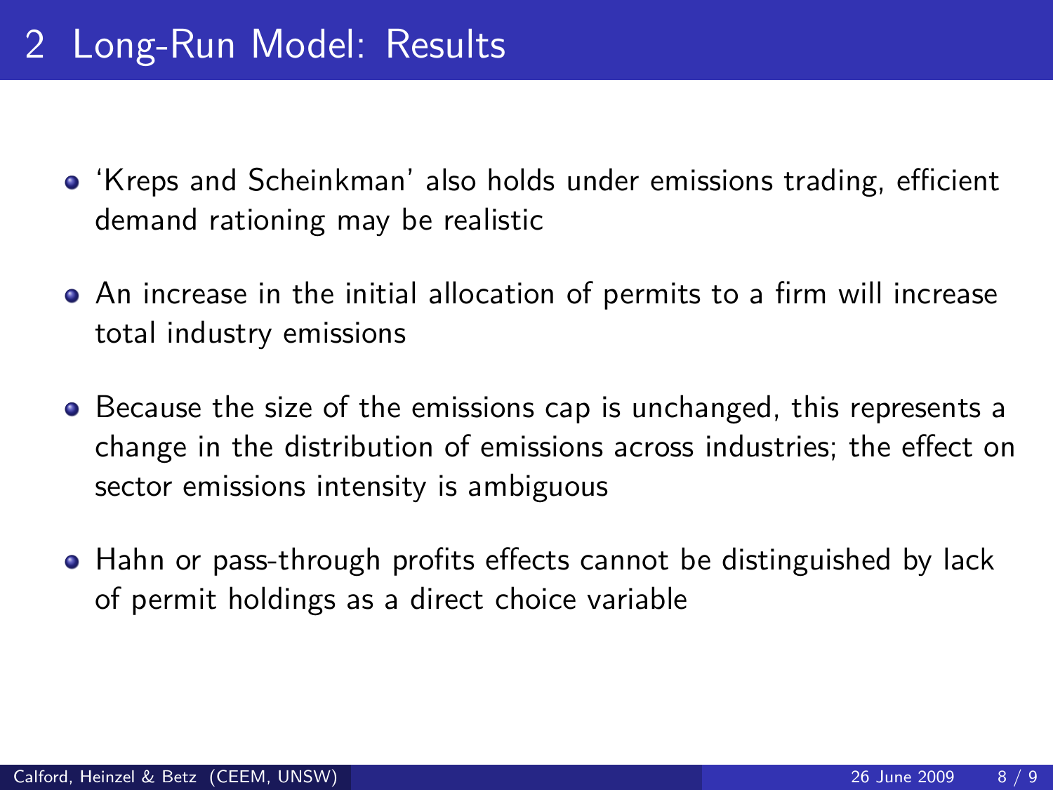# 2 Long-Run Model: Results

- 'Kreps and Scheinkman' also holds under emissions trading, efficient demand rationing may be realistic
- An increase in the initial allocation of permits to a firm will increase total industry emissions
- Because the size of the emissions cap is unchanged, this represents a change in the distribution of emissions across industries; the effect on sector emissions intensity is ambiguous
- Hahn or pass-through profits effects cannot be distinguished by lack of permit holdings as a direct choice variable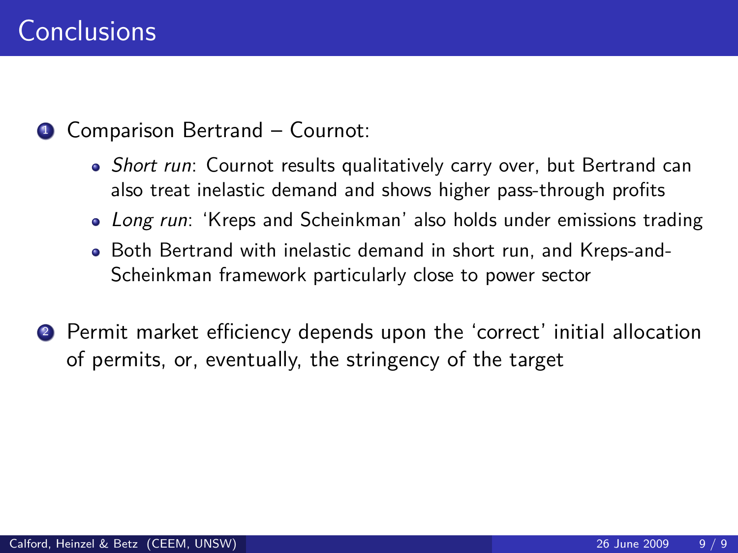# Conclusions

1. Comparison Bertrand – Cournot:
   - *Short run*: Cournot results qualitatively carry over, but Bertrand can also treat inelastic demand and shows higher pass-through profits
   - *Long run*: 'Kreps and Scheinkman' also holds under emissions trading
   - Both Bertrand with inelastic demand in short run, and Kreps-and-Scheinkman framework particularly close to power sector
2. Permit market efficiency depends upon the 'correct' initial allocation of permits, or, eventually, the stringency of the target